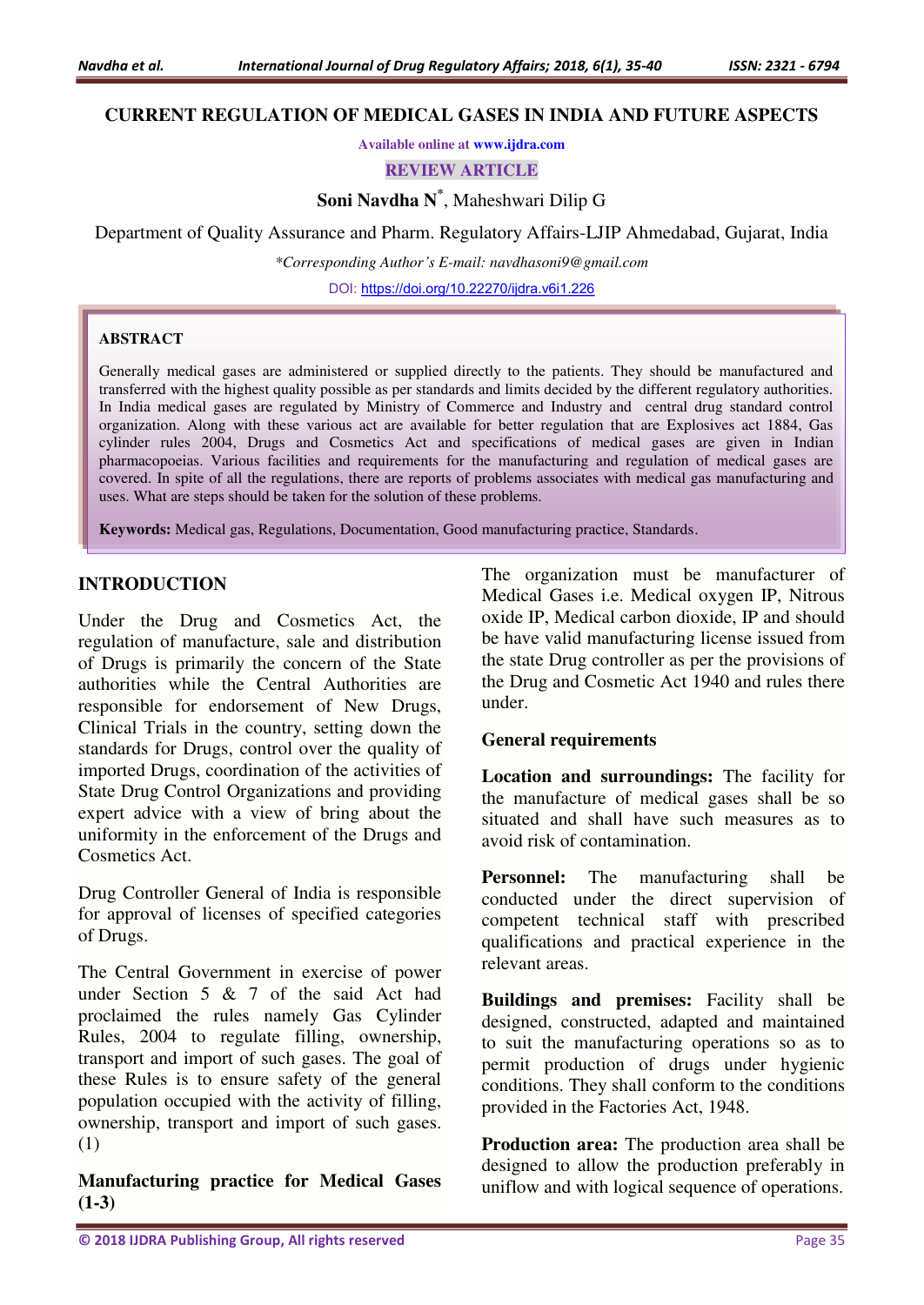# CURRENT REGULATION OF MEDICAL GASES IN INDIA AND FUTURE ASPECTS

Available online at www.ijdra.com

REVIEW ARTICLE

**Soni Navdha N**[*], Maheshwari Dilip G

Department of Quality Assurance and Pharm. Regulatory Affairs-LJIP Ahmedabad, Gujarat, India

*\*Corresponding Author's E-mail: navdhasoni9@gmail.com*

DOI: https://doi.org/10.22270/ijdra.v6i1.226

## ABSTRACT

Generally medical gases are administered or supplied directly to the patients. They should be manufactured and transferred with the highest quality possible as per standards and limits decided by the different regulatory authorities. In India medical gases are regulated by Ministry of Commerce and Industry and central drug standard control organization. Along with these various act are available for better regulation that are Explosives act 1884, Gas cylinder rules 2004, Drugs and Cosmetics Act and specifications of medical gases are given in Indian pharmacopoeias. Various facilities and requirements for the manufacturing and regulation of medical gases are covered. In spite of all the regulations, there are reports of problems associates with medical gas manufacturing and uses. What are steps should be taken for the solution of these problems.

**Keywords:** Medical gas, Regulations, Documentation, Good manufacturing practice, Standards.

## INTRODUCTION

Under the Drug and Cosmetics Act, the regulation of manufacture, sale and distribution of Drugs is primarily the concern of the State authorities while the Central Authorities are responsible for endorsement of New Drugs, Clinical Trials in the country, setting down the standards for Drugs, control over the quality of imported Drugs, coordination of the activities of State Drug Control Organizations and providing expert advice with a view of bring about the uniformity in the enforcement of the Drugs and Cosmetics Act.

Drug Controller General of India is responsible for approval of licenses of specified categories of Drugs.

The Central Government in exercise of power under Section 5 & 7 of the said Act had proclaimed the rules namely Gas Cylinder Rules, 2004 to regulate filling, ownership, transport and import of such gases. The goal of these Rules is to ensure safety of the general population occupied with the activity of filling, ownership, transport and import of such gases. (1)

### Manufacturing practice for Medical Gases (1-3)

The organization must be manufacturer of Medical Gases i.e. Medical oxygen IP, Nitrous oxide IP, Medical carbon dioxide, IP and should be have valid manufacturing license issued from the state Drug controller as per the provisions of the Drug and Cosmetic Act 1940 and rules there under.

### General requirements

**Location and surroundings:** The facility for the manufacture of medical gases shall be so situated and shall have such measures as to avoid risk of contamination.

**Personnel:** The manufacturing shall be conducted under the direct supervision of competent technical staff with prescribed qualifications and practical experience in the relevant areas.

**Buildings and premises:** Facility shall be designed, constructed, adapted and maintained to suit the manufacturing operations so as to permit production of drugs under hygienic conditions. They shall conform to the conditions provided in the Factories Act, 1948.

**Production area:** The production area shall be designed to allow the production preferably in uniflow and with logical sequence of operations.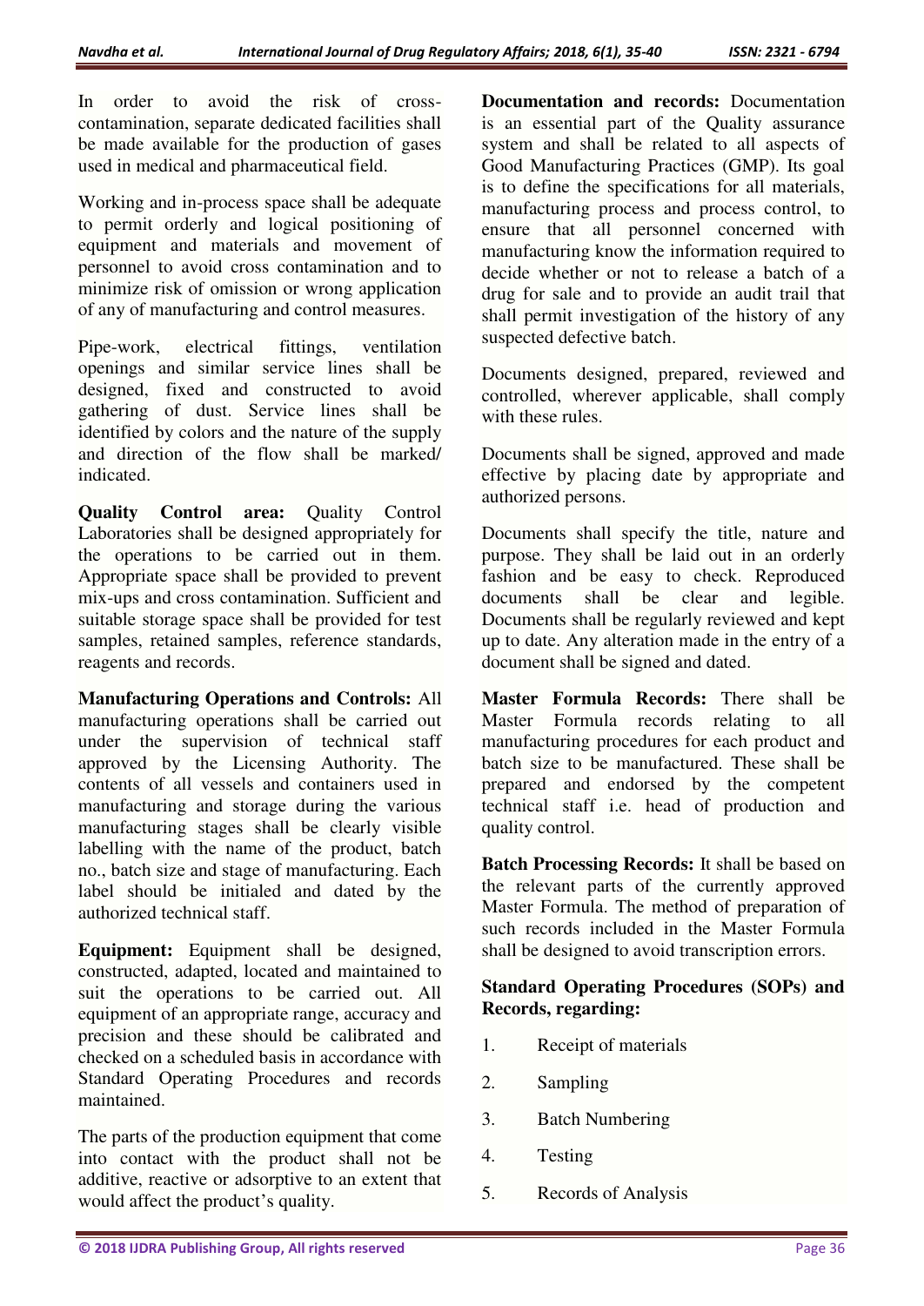In order to avoid the risk of cross-contamination, separate dedicated facilities shall be made available for the production of gases used in medical and pharmaceutical field.

Working and in-process space shall be adequate to permit orderly and logical positioning of equipment and materials and movement of personnel to avoid cross contamination and to minimize risk of omission or wrong application of any of manufacturing and control measures.

Pipe-work, electrical fittings, ventilation openings and similar service lines shall be designed, fixed and constructed to avoid gathering of dust. Service lines shall be identified by colors and the nature of the supply and direction of the flow shall be marked/ indicated.

**Quality Control area:** Quality Control Laboratories shall be designed appropriately for the operations to be carried out in them. Appropriate space shall be provided to prevent mix-ups and cross contamination. Sufficient and suitable storage space shall be provided for test samples, retained samples, reference standards, reagents and records.

**Manufacturing Operations and Controls:** All manufacturing operations shall be carried out under the supervision of technical staff approved by the Licensing Authority. The contents of all vessels and containers used in manufacturing and storage during the various manufacturing stages shall be clearly visible labelling with the name of the product, batch no., batch size and stage of manufacturing. Each label should be initialed and dated by the authorized technical staff.

**Equipment:** Equipment shall be designed, constructed, adapted, located and maintained to suit the operations to be carried out. All equipment of an appropriate range, accuracy and precision and these should be calibrated and checked on a scheduled basis in accordance with Standard Operating Procedures and records maintained.

The parts of the production equipment that come into contact with the product shall not be additive, reactive or adsorptive to an extent that would affect the product's quality.

**Documentation and records:** Documentation is an essential part of the Quality assurance system and shall be related to all aspects of Good Manufacturing Practices (GMP). Its goal is to define the specifications for all materials, manufacturing process and process control, to ensure that all personnel concerned with manufacturing know the information required to decide whether or not to release a batch of a drug for sale and to provide an audit trail that shall permit investigation of the history of any suspected defective batch.

Documents designed, prepared, reviewed and controlled, wherever applicable, shall comply with these rules.

Documents shall be signed, approved and made effective by placing date by appropriate and authorized persons.

Documents shall specify the title, nature and purpose. They shall be laid out in an orderly fashion and be easy to check. Reproduced documents shall be clear and legible. Documents shall be regularly reviewed and kept up to date. Any alteration made in the entry of a document shall be signed and dated.

**Master Formula Records:** There shall be Master Formula records relating to all manufacturing procedures for each product and batch size to be manufactured. These shall be prepared and endorsed by the competent technical staff i.e. head of production and quality control.

**Batch Processing Records:** It shall be based on the relevant parts of the currently approved Master Formula. The method of preparation of such records included in the Master Formula shall be designed to avoid transcription errors.

**Standard Operating Procedures (SOPs) and Records, regarding:**

1. Receipt of materials
2. Sampling
3. Batch Numbering
4. Testing
5. Records of Analysis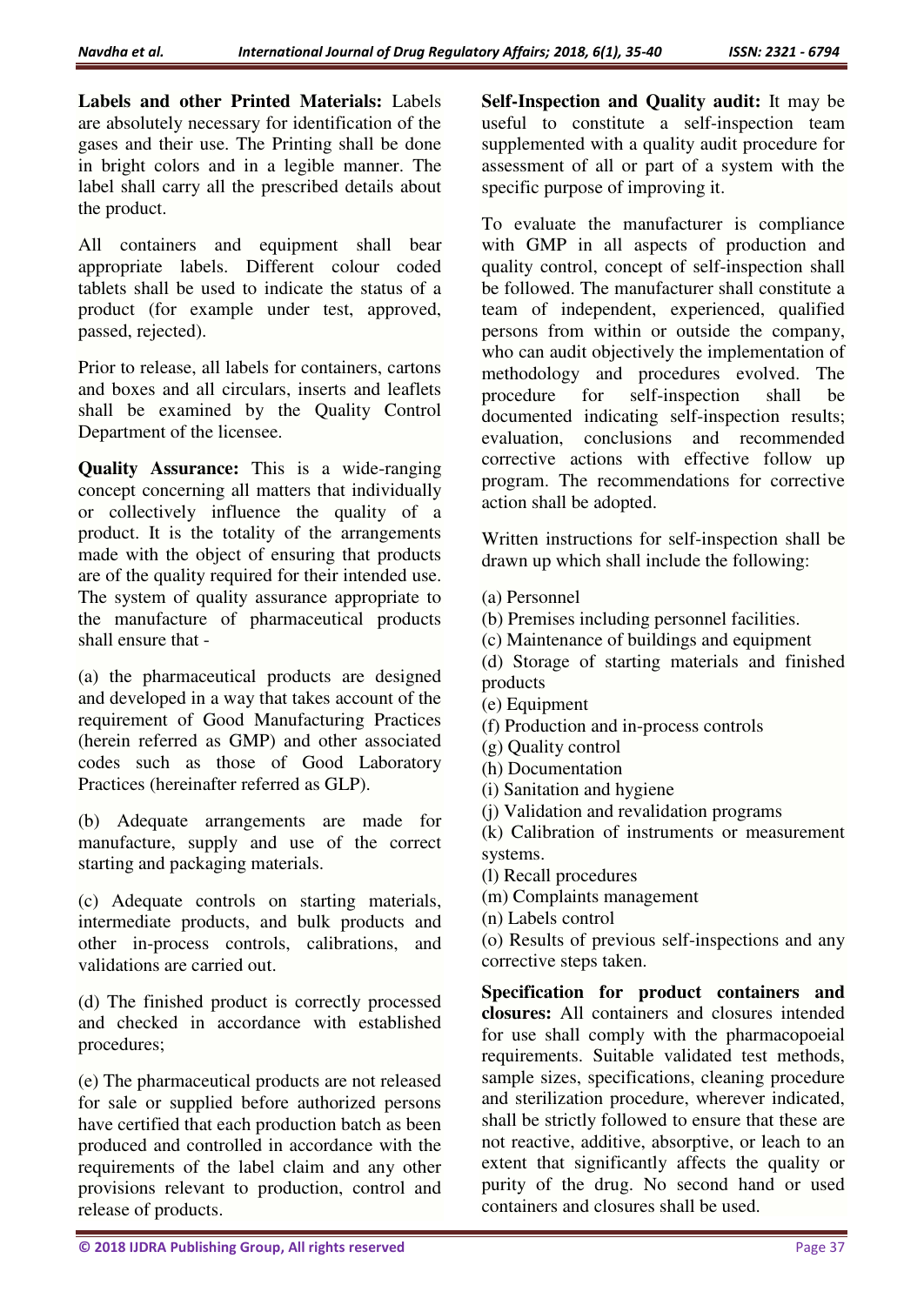**Labels and other Printed Materials:** Labels are absolutely necessary for identification of the gases and their use. The Printing shall be done in bright colors and in a legible manner. The label shall carry all the prescribed details about the product.

All containers and equipment shall bear appropriate labels. Different colour coded tablets shall be used to indicate the status of a product (for example under test, approved, passed, rejected).

Prior to release, all labels for containers, cartons and boxes and all circulars, inserts and leaflets shall be examined by the Quality Control Department of the licensee.

**Quality Assurance:** This is a wide-ranging concept concerning all matters that individually or collectively influence the quality of a product. It is the totality of the arrangements made with the object of ensuring that products are of the quality required for their intended use. The system of quality assurance appropriate to the manufacture of pharmaceutical products shall ensure that -

(a) the pharmaceutical products are designed and developed in a way that takes account of the requirement of Good Manufacturing Practices (herein referred as GMP) and other associated codes such as those of Good Laboratory Practices (hereinafter referred as GLP).

(b) Adequate arrangements are made for manufacture, supply and use of the correct starting and packaging materials.

(c) Adequate controls on starting materials, intermediate products, and bulk products and other in-process controls, calibrations, and validations are carried out.

(d) The finished product is correctly processed and checked in accordance with established procedures;

(e) The pharmaceutical products are not released for sale or supplied before authorized persons have certified that each production batch as been produced and controlled in accordance with the requirements of the label claim and any other provisions relevant to production, control and release of products.

**Self-Inspection and Quality audit:** It may be useful to constitute a self-inspection team supplemented with a quality audit procedure for assessment of all or part of a system with the specific purpose of improving it.

To evaluate the manufacturer is compliance with GMP in all aspects of production and quality control, concept of self-inspection shall be followed. The manufacturer shall constitute a team of independent, experienced, qualified persons from within or outside the company, who can audit objectively the implementation of methodology and procedures evolved. The procedure for self-inspection shall be documented indicating self-inspection results; evaluation, conclusions and recommended corrective actions with effective follow up program. The recommendations for corrective action shall be adopted.

Written instructions for self-inspection shall be drawn up which shall include the following:

(a) Personnel
(b) Premises including personnel facilities.
(c) Maintenance of buildings and equipment
(d) Storage of starting materials and finished products
(e) Equipment
(f) Production and in-process controls
(g) Quality control
(h) Documentation
(i) Sanitation and hygiene
(j) Validation and revalidation programs
(k) Calibration of instruments or measurement systems.
(l) Recall procedures
(m) Complaints management
(n) Labels control
(o) Results of previous self-inspections and any corrective steps taken.

**Specification for product containers and closures:** All containers and closures intended for use shall comply with the pharmacopoeial requirements. Suitable validated test methods, sample sizes, specifications, cleaning procedure and sterilization procedure, wherever indicated, shall be strictly followed to ensure that these are not reactive, additive, absorptive, or leach to an extent that significantly affects the quality or purity of the drug. No second hand or used containers and closures shall be used.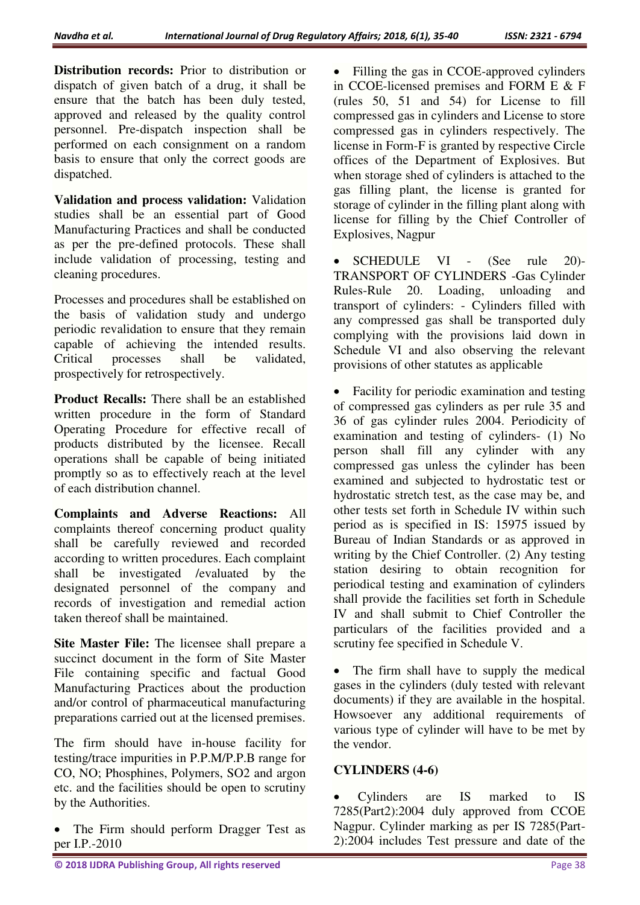**Distribution records:** Prior to distribution or dispatch of given batch of a drug, it shall be ensure that the batch has been duly tested, approved and released by the quality control personnel. Pre-dispatch inspection shall be performed on each consignment on a random basis to ensure that only the correct goods are dispatched.

**Validation and process validation:** Validation studies shall be an essential part of Good Manufacturing Practices and shall be conducted as per the pre-defined protocols. These shall include validation of processing, testing and cleaning procedures.

Processes and procedures shall be established on the basis of validation study and undergo periodic revalidation to ensure that they remain capable of achieving the intended results. Critical processes shall be validated, prospectively for retrospectively.

**Product Recalls:** There shall be an established written procedure in the form of Standard Operating Procedure for effective recall of products distributed by the licensee. Recall operations shall be capable of being initiated promptly so as to effectively reach at the level of each distribution channel.

**Complaints and Adverse Reactions:** All complaints thereof concerning product quality shall be carefully reviewed and recorded according to written procedures. Each complaint shall be investigated /evaluated by the designated personnel of the company and records of investigation and remedial action taken thereof shall be maintained.

**Site Master File:** The licensee shall prepare a succinct document in the form of Site Master File containing specific and factual Good Manufacturing Practices about the production and/or control of pharmaceutical manufacturing preparations carried out at the licensed premises.

The firm should have in-house facility for testing/trace impurities in P.P.M/P.P.B range for CO, NO; Phosphines, Polymers, $SO_2$ and argon etc. and the facilities should be open to scrutiny by the Authorities.

- The Firm should perform Dragger Test as per I.P.-2010
- Filling the gas in CCOE-approved cylinders in CCOE-licensed premises and FORM E & F (rules 50, 51 and 54) for License to fill compressed gas in cylinders and License to store compressed gas in cylinders respectively. The license in Form-F is granted by respective Circle offices of the Department of Explosives. But when storage shed of cylinders is attached to the gas filling plant, the license is granted for storage of cylinder in the filling plant along with license for filling by the Chief Controller of Explosives, Nagpur
- SCHEDULE VI - (See rule 20)- TRANSPORT OF CYLINDERS -Gas Cylinder Rules-Rule 20. Loading, unloading and transport of cylinders: - Cylinders filled with any compressed gas shall be transported duly complying with the provisions laid down in Schedule VI and also observing the relevant provisions of other statutes as applicable
- Facility for periodic examination and testing of compressed gas cylinders as per rule 35 and 36 of gas cylinder rules 2004. Periodicity of examination and testing of cylinders- (1) No person shall fill any cylinder with any compressed gas unless the cylinder has been examined and subjected to hydrostatic test or hydrostatic stretch test, as the case may be, and other tests set forth in Schedule IV within such period as is specified in IS: 15975 issued by Bureau of Indian Standards or as approved in writing by the Chief Controller. (2) Any testing station desiring to obtain recognition for periodical testing and examination of cylinders shall provide the facilities set forth in Schedule IV and shall submit to Chief Controller the particulars of the facilities provided and a scrutiny fee specified in Schedule V.
- The firm shall have to supply the medical gases in the cylinders (duly tested with relevant documents) if they are available in the hospital. Howsoever any additional requirements of various type of cylinder will have to be met by the vendor.

## CYLINDERS (4-6)

- Cylinders are IS marked to IS 7285(Part2):2004 duly approved from CCOE Nagpur. Cylinder marking as per IS 7285(Part-2):2004 includes Test pressure and date of the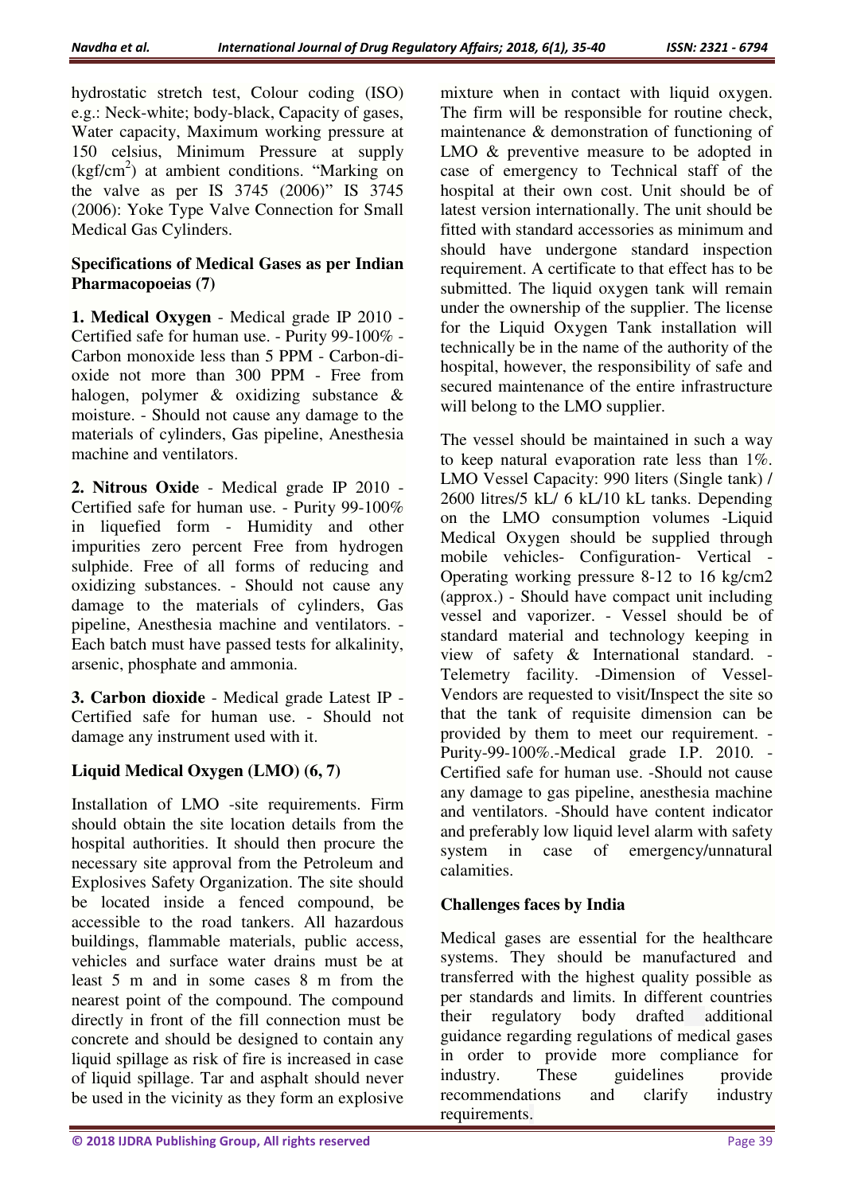hydrostatic stretch test, Colour coding (ISO) e.g.: Neck-white; body-black, Capacity of gases, Water capacity, Maximum working pressure at 150 celsius, Minimum Pressure at supply (kgf/cm$^2$) at ambient conditions. "Marking on the valve as per IS 3745 (2006)" IS 3745 (2006): Yoke Type Valve Connection for Small Medical Gas Cylinders.

### Specifications of Medical Gases as per Indian Pharmacopoeias (7)

**1. Medical Oxygen** - Medical grade IP 2010 - Certified safe for human use. - Purity 99-100% - Carbon monoxide less than 5 PPM - Carbon-di-oxide not more than 300 PPM - Free from halogen, polymer & oxidizing substance & moisture. - Should not cause any damage to the materials of cylinders, Gas pipeline, Anesthesia machine and ventilators.

**2. Nitrous Oxide** - Medical grade IP 2010 - Certified safe for human use. - Purity 99-100% in liquefied form - Humidity and other impurities zero percent Free from hydrogen sulphide. Free of all forms of reducing and oxidizing substances. - Should not cause any damage to the materials of cylinders, Gas pipeline, Anesthesia machine and ventilators. - Each batch must have passed tests for alkalinity, arsenic, phosphate and ammonia.

**3. Carbon dioxide** - Medical grade Latest IP - Certified safe for human use. - Should not damage any instrument used with it.

### Liquid Medical Oxygen (LMO) (6, 7)

Installation of LMO -site requirements. Firm should obtain the site location details from the hospital authorities. It should then procure the necessary site approval from the Petroleum and Explosives Safety Organization. The site should be located inside a fenced compound, be accessible to the road tankers. All hazardous buildings, flammable materials, public access, vehicles and surface water drains must be at least 5 m and in some cases 8 m from the nearest point of the compound. The compound directly in front of the fill connection must be concrete and should be designed to contain any liquid spillage as risk of fire is increased in case of liquid spillage. Tar and asphalt should never be used in the vicinity as they form an explosive mixture when in contact with liquid oxygen. The firm will be responsible for routine check, maintenance & demonstration of functioning of LMO & preventive measure to be adopted in case of emergency to Technical staff of the hospital at their own cost. Unit should be of latest version internationally. The unit should be fitted with standard accessories as minimum and should have undergone standard inspection requirement. A certificate to that effect has to be submitted. The liquid oxygen tank will remain under the ownership of the supplier. The license for the Liquid Oxygen Tank installation will technically be in the name of the authority of the hospital, however, the responsibility of safe and secured maintenance of the entire infrastructure will belong to the LMO supplier.

The vessel should be maintained in such a way to keep natural evaporation rate less than 1%. LMO Vessel Capacity: 990 liters (Single tank) / 2600 litres/5 kL/ 6 kL/10 kL tanks. Depending on the LMO consumption volumes -Liquid Medical Oxygen should be supplied through mobile vehicles- Configuration- Vertical - Operating working pressure 8-12 to 16 kg/cm2 (approx.) - Should have compact unit including vessel and vaporizer. - Vessel should be of standard material and technology keeping in view of safety & International standard. - Telemetry facility. -Dimension of Vessel- Vendors are requested to visit/Inspect the site so that the tank of requisite dimension can be provided by them to meet our requirement. - Purity-99-100%.-Medical grade I.P. 2010. - Certified safe for human use. -Should not cause any damage to gas pipeline, anesthesia machine and ventilators. -Should have content indicator and preferably low liquid level alarm with safety system in case of emergency/unnatural calamities.

### Challenges faces by India

Medical gases are essential for the healthcare systems. They should be manufactured and transferred with the highest quality possible as per standards and limits. In different countries their regulatory body drafted additional guidance regarding regulations of medical gases in order to provide more compliance for industry. These guidelines provide recommendations and clarify industry requirements.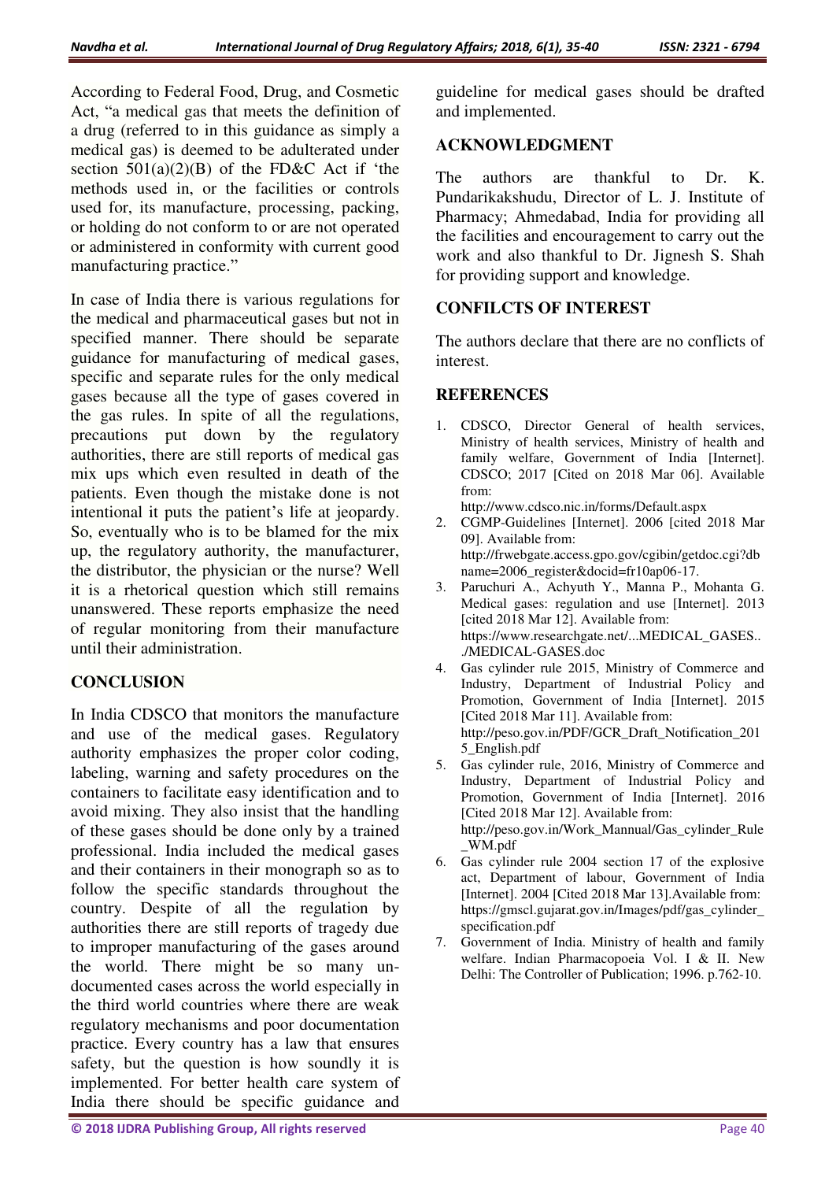According to Federal Food, Drug, and Cosmetic Act, "a medical gas that meets the definition of a drug (referred to in this guidance as simply a medical gas) is deemed to be adulterated under section 501(a)(2)(B) of the FD&C Act if 'the methods used in, or the facilities or controls used for, its manufacture, processing, packing, or holding do not conform to or are not operated or administered in conformity with current good manufacturing practice."

In case of India there is various regulations for the medical and pharmaceutical gases but not in specified manner. There should be separate guidance for manufacturing of medical gases, specific and separate rules for the only medical gases because all the type of gases covered in the gas rules. In spite of all the regulations, precautions put down by the regulatory authorities, there are still reports of medical gas mix ups which even resulted in death of the patients. Even though the mistake done is not intentional it puts the patient's life at jeopardy. So, eventually who is to be blamed for the mix up, the regulatory authority, the manufacturer, the distributor, the physician or the nurse? Well it is a rhetorical question which still remains unanswered. These reports emphasize the need of regular monitoring from their manufacture until their administration.

## CONCLUSION

In India CDSCO that monitors the manufacture and use of the medical gases. Regulatory authority emphasizes the proper color coding, labeling, warning and safety procedures on the containers to facilitate easy identification and to avoid mixing. They also insist that the handling of these gases should be done only by a trained professional. India included the medical gases and their containers in their monograph so as to follow the specific standards throughout the country. Despite of all the regulation by authorities there are still reports of tragedy due to improper manufacturing of the gases around the world. There might be so many un-documented cases across the world especially in the third world countries where there are weak regulatory mechanisms and poor documentation practice. Every country has a law that ensures safety, but the question is how soundly it is implemented. For better health care system of India there should be specific guidance and guideline for medical gases should be drafted and implemented.

## ACKNOWLEDGMENT

The authors are thankful to Dr. K. Pundarikakshudu, Director of L. J. Institute of Pharmacy; Ahmedabad, India for providing all the facilities and encouragement to carry out the work and also thankful to Dr. Jignesh S. Shah for providing support and knowledge.

## CONFILCTS OF INTEREST

The authors declare that there are no conflicts of interest.

## REFERENCES

1. CDSCO, Director General of health services, Ministry of health services, Ministry of health and family welfare, Government of India [Internet]. CDSCO; 2017 [Cited on 2018 Mar 06]. Available from: http://www.cdsco.nic.in/forms/Default.aspx
2. CGMP-Guidelines [Internet]. 2006 [cited 2018 Mar 09]. Available from: http://frwebgate.access.gpo.gov/cgibin/getdoc.cgi?dbname=2006_register&docid=fr10ap06-17.
3. Paruchuri A., Achyuth Y., Manna P., Mohanta G. Medical gases: regulation and use [Internet]. 2013 [cited 2018 Mar 12]. Available from: https://www.researchgate.net/...MEDICAL_GASES../MEDICAL-GASES.doc
4. Gas cylinder rule 2015, Ministry of Commerce and Industry, Department of Industrial Policy and Promotion, Government of India [Internet]. 2015 [Cited 2018 Mar 11]. Available from: http://peso.gov.in/PDF/GCR_Draft_Notification_2015_English.pdf
5. Gas cylinder rule, 2016, Ministry of Commerce and Industry, Department of Industrial Policy and Promotion, Government of India [Internet]. 2016 [Cited 2018 Mar 12]. Available from: http://peso.gov.in/Work_Mannual/Gas_cylinder_Rule_WM.pdf
6. Gas cylinder rule 2004 section 17 of the explosive act, Department of labour, Government of India [Internet]. 2004 [Cited 2018 Mar 13].Available from: https://gmscl.gujarat.gov.in/Images/pdf/gas_cylinder_specification.pdf
7. Government of India. Ministry of health and family welfare. Indian Pharmacopoeia Vol. I & II. New Delhi: The Controller of Publication; 1996. p.762-10.